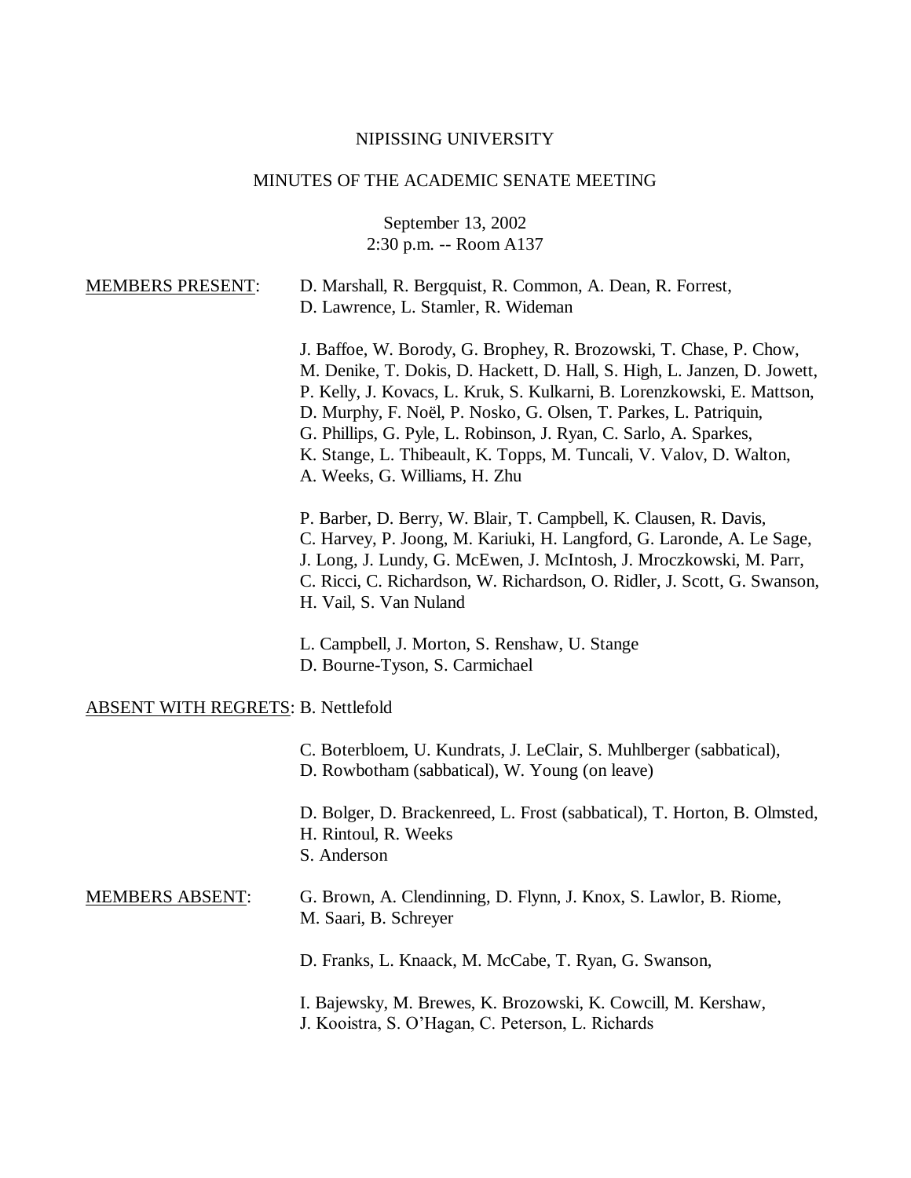NIPISSING UNIVERSITY

MINUTES OF THE ACADEMIC SENATE MEETING

September 13, 2002
2:30 p.m. -- Room A137

<u>MEMBERS PRESENT</u>: D. Marshall, R. Bergquist, R. Common, A. Dean, R. Forrest, D. Lawrence, L. Stamler, R. Wideman

J. Baffoe, W. Borody, G. Brophey, R. Brozowski, T. Chase, P. Chow, M. Denike, T. Dokis, D. Hackett, D. Hall, S. High, L. Janzen, D. Jowett, P. Kelly, J. Kovacs, L. Kruk, S. Kulkarni, B. Lorenzkowski, E. Mattson, D. Murphy, F. Noël, P. Nosko, G. Olsen, T. Parkes, L. Patriquin, G. Phillips, G. Pyle, L. Robinson, J. Ryan, C. Sarlo, A. Sparkes, K. Stange, L. Thibeault, K. Topps, M. Tuncali, V. Valov, D. Walton, A. Weeks, G. Williams, H. Zhu

P. Barber, D. Berry, W. Blair, T. Campbell, K. Clausen, R. Davis, C. Harvey, P. Joong, M. Kariuki, H. Langford, G. Laronde, A. Le Sage, J. Long, J. Lundy, G. McEwen, J. McIntosh, J. Mroczkowski, M. Parr, C. Ricci, C. Richardson, W. Richardson, O. Ridler, J. Scott, G. Swanson, H. Vail, S. Van Nuland

L. Campbell, J. Morton, S. Renshaw, U. Stange
D. Bourne-Tyson, S. Carmichael

<u>ABSENT WITH REGRETS</u>: B. Nettlefold

C. Boterbloem, U. Kundrats, J. LeClair, S. Muhlberger (sabbatical), D. Rowbotham (sabbatical), W. Young (on leave)

D. Bolger, D. Brackenreed, L. Frost (sabbatical), T. Horton, B. Olmsted, H. Rintoul, R. Weeks
S. Anderson

<u>MEMBERS ABSENT</u>: G. Brown, A. Clendinning, D. Flynn, J. Knox, S. Lawlor, B. Riome, M. Saari, B. Schreyer

D. Franks, L. Knaack, M. McCabe, T. Ryan, G. Swanson,

I. Bajewsky, M. Brewes, K. Brozowski, K. Cowcill, M. Kershaw, J. Kooistra, S. O'Hagan, C. Peterson, L. Richards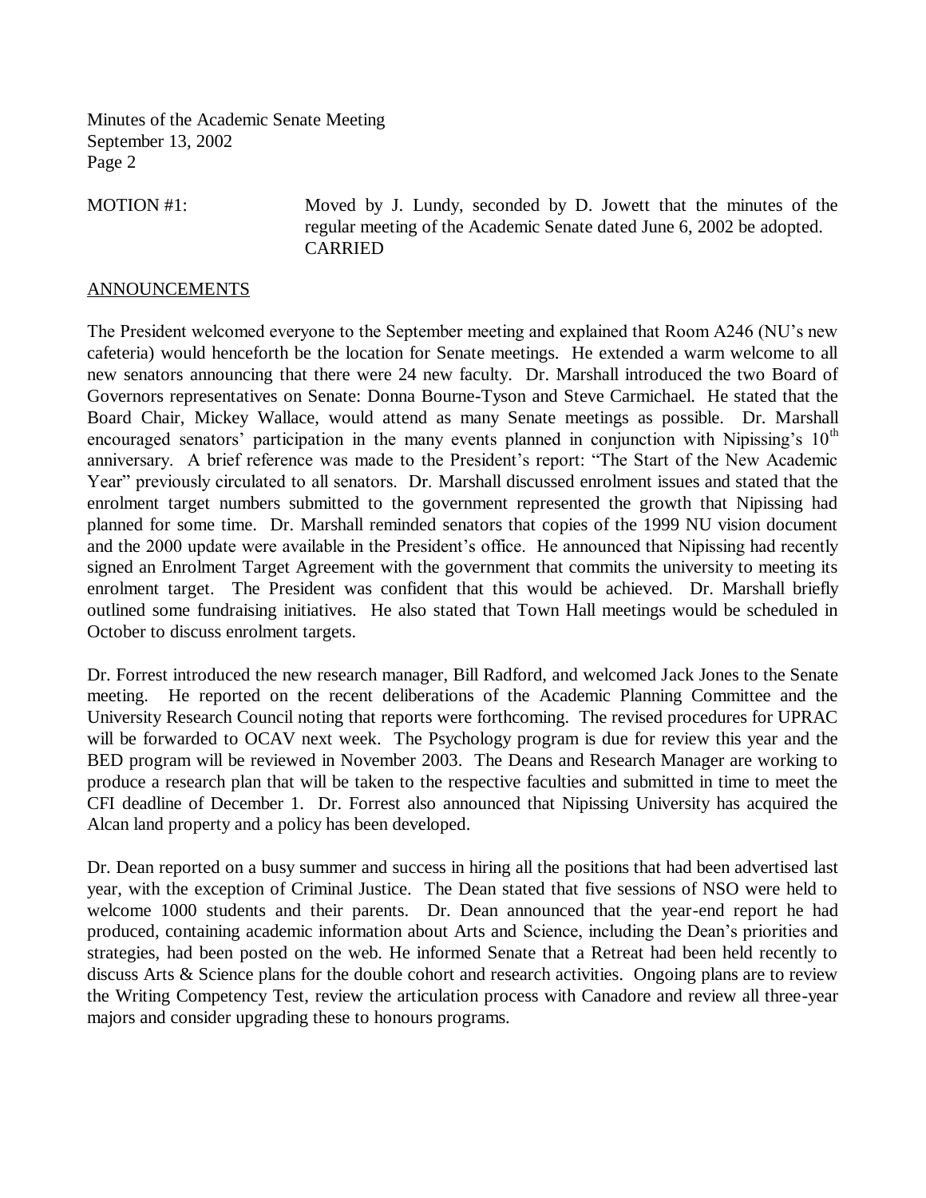MOTION #1: Moved by J. Lundy, seconded by D. Jowett that the minutes of the regular meeting of the Academic Senate dated June 6, 2002 be adopted.
CARRIED

## ANNOUNCEMENTS

The President welcomed everyone to the September meeting and explained that Room A246 (NU's new cafeteria) would henceforth be the location for Senate meetings. He extended a warm welcome to all new senators announcing that there were 24 new faculty. Dr. Marshall introduced the two Board of Governors representatives on Senate: Donna Bourne-Tyson and Steve Carmichael. He stated that the Board Chair, Mickey Wallace, would attend as many Senate meetings as possible. Dr. Marshall encouraged senators' participation in the many events planned in conjunction with Nipissing's 10th anniversary. A brief reference was made to the President's report: "The Start of the New Academic Year" previously circulated to all senators. Dr. Marshall discussed enrolment issues and stated that the enrolment target numbers submitted to the government represented the growth that Nipissing had planned for some time. Dr. Marshall reminded senators that copies of the 1999 NU vision document and the 2000 update were available in the President's office. He announced that Nipissing had recently signed an Enrolment Target Agreement with the government that commits the university to meeting its enrolment target. The President was confident that this would be achieved. Dr. Marshall briefly outlined some fundraising initiatives. He also stated that Town Hall meetings would be scheduled in October to discuss enrolment targets.

Dr. Forrest introduced the new research manager, Bill Radford, and welcomed Jack Jones to the Senate meeting. He reported on the recent deliberations of the Academic Planning Committee and the University Research Council noting that reports were forthcoming. The revised procedures for UPRAC will be forwarded to OCAV next week. The Psychology program is due for review this year and the BED program will be reviewed in November 2003. The Deans and Research Manager are working to produce a research plan that will be taken to the respective faculties and submitted in time to meet the CFI deadline of December 1. Dr. Forrest also announced that Nipissing University has acquired the Alcan land property and a policy has been developed.

Dr. Dean reported on a busy summer and success in hiring all the positions that had been advertised last year, with the exception of Criminal Justice. The Dean stated that five sessions of NSO were held to welcome 1000 students and their parents. Dr. Dean announced that the year-end report he had produced, containing academic information about Arts and Science, including the Dean's priorities and strategies, had been posted on the web. He informed Senate that a Retreat had been held recently to discuss Arts & Science plans for the double cohort and research activities. Ongoing plans are to review the Writing Competency Test, review the articulation process with Canadore and review all three-year majors and consider upgrading these to honours programs.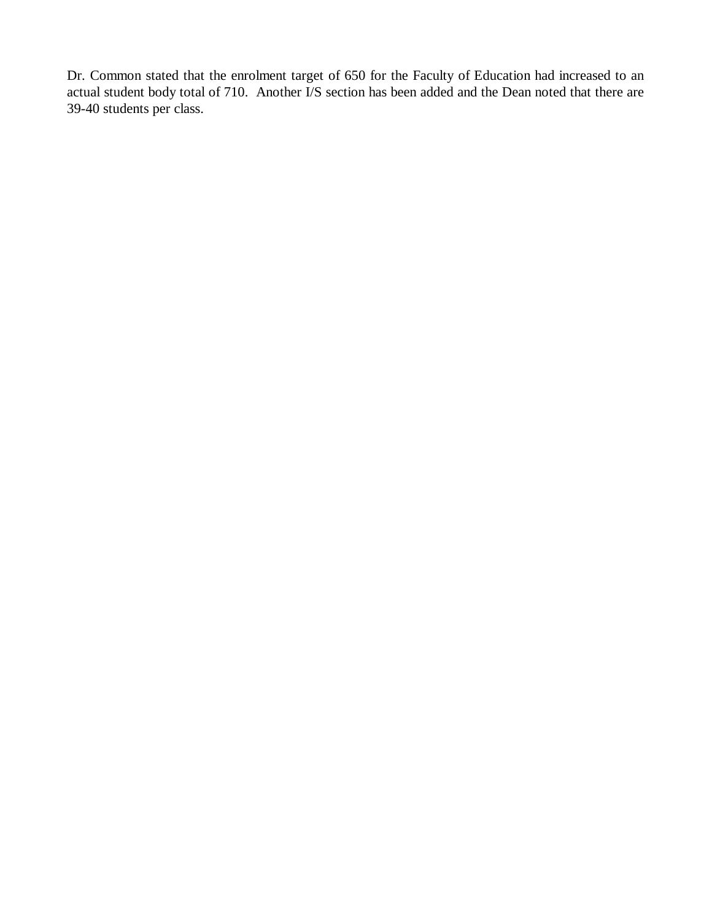Dr. Common stated that the enrolment target of 650 for the Faculty of Education had increased to an actual student body total of 710. Another I/S section has been added and the Dean noted that there are 39-40 students per class.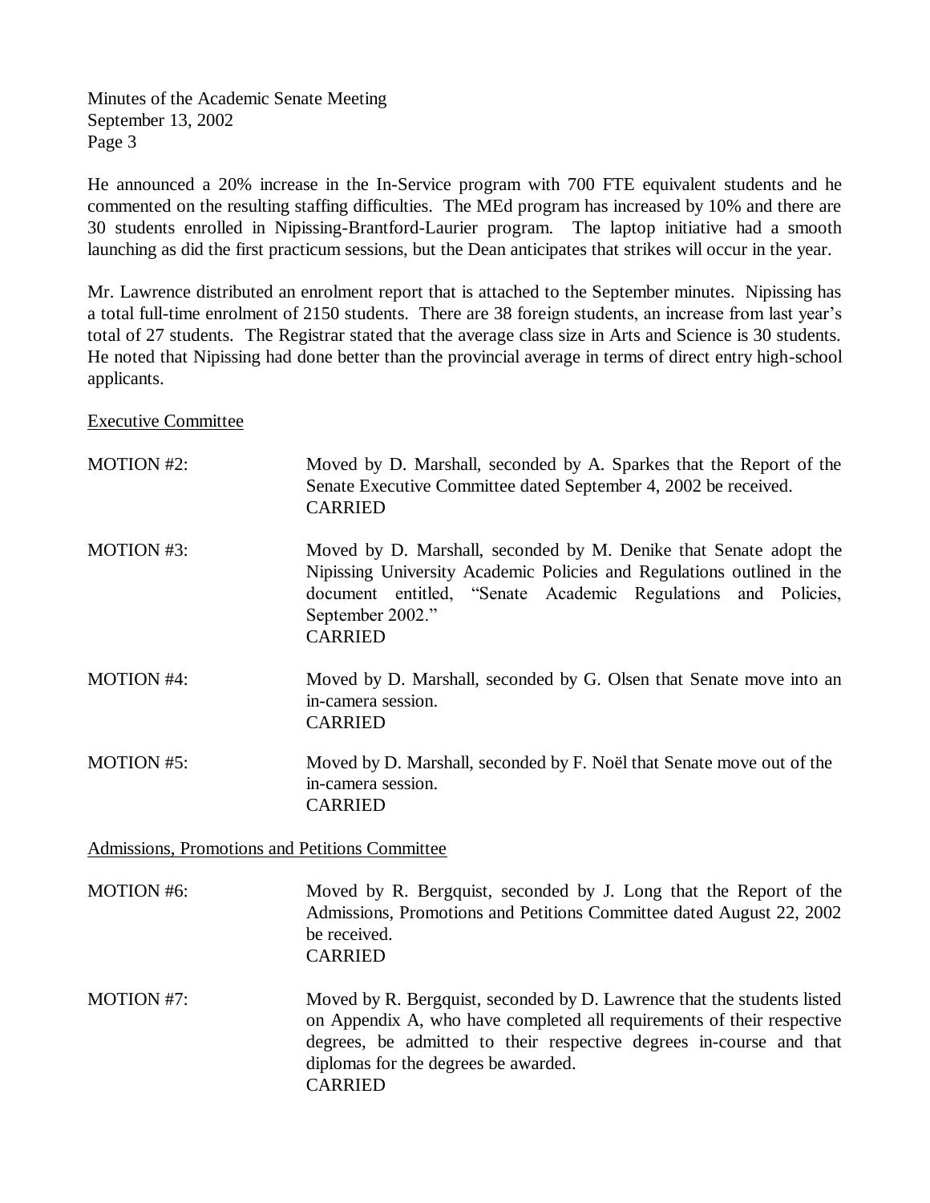He announced a 20% increase in the In-Service program with 700 FTE equivalent students and he commented on the resulting staffing difficulties. The MEd program has increased by 10% and there are 30 students enrolled in Nipissing-Brantford-Laurier program. The laptop initiative had a smooth launching as did the first practicum sessions, but the Dean anticipates that strikes will occur in the year.

Mr. Lawrence distributed an enrolment report that is attached to the September minutes. Nipissing has a total full-time enrolment of 2150 students. There are 38 foreign students, an increase from last year's total of 27 students. The Registrar stated that the average class size in Arts and Science is 30 students. He noted that Nipissing had done better than the provincial average in terms of direct entry high-school applicants.

## Executive Committee

MOTION #2: Moved by D. Marshall, seconded by A. Sparkes that the Report of the Senate Executive Committee dated September 4, 2002 be received.
CARRIED

MOTION #3: Moved by D. Marshall, seconded by M. Denike that Senate adopt the Nipissing University Academic Policies and Regulations outlined in the document entitled, "Senate Academic Regulations and Policies, September 2002."
CARRIED

MOTION #4: Moved by D. Marshall, seconded by G. Olsen that Senate move into an in-camera session.
CARRIED

MOTION #5: Moved by D. Marshall, seconded by F. Noël that Senate move out of the in-camera session.
CARRIED

## Admissions, Promotions and Petitions Committee

MOTION #6: Moved by R. Bergquist, seconded by J. Long that the Report of the Admissions, Promotions and Petitions Committee dated August 22, 2002 be received.
CARRIED

MOTION #7: Moved by R. Bergquist, seconded by D. Lawrence that the students listed on Appendix A, who have completed all requirements of their respective degrees, be admitted to their respective degrees in-course and that diplomas for the degrees be awarded.
CARRIED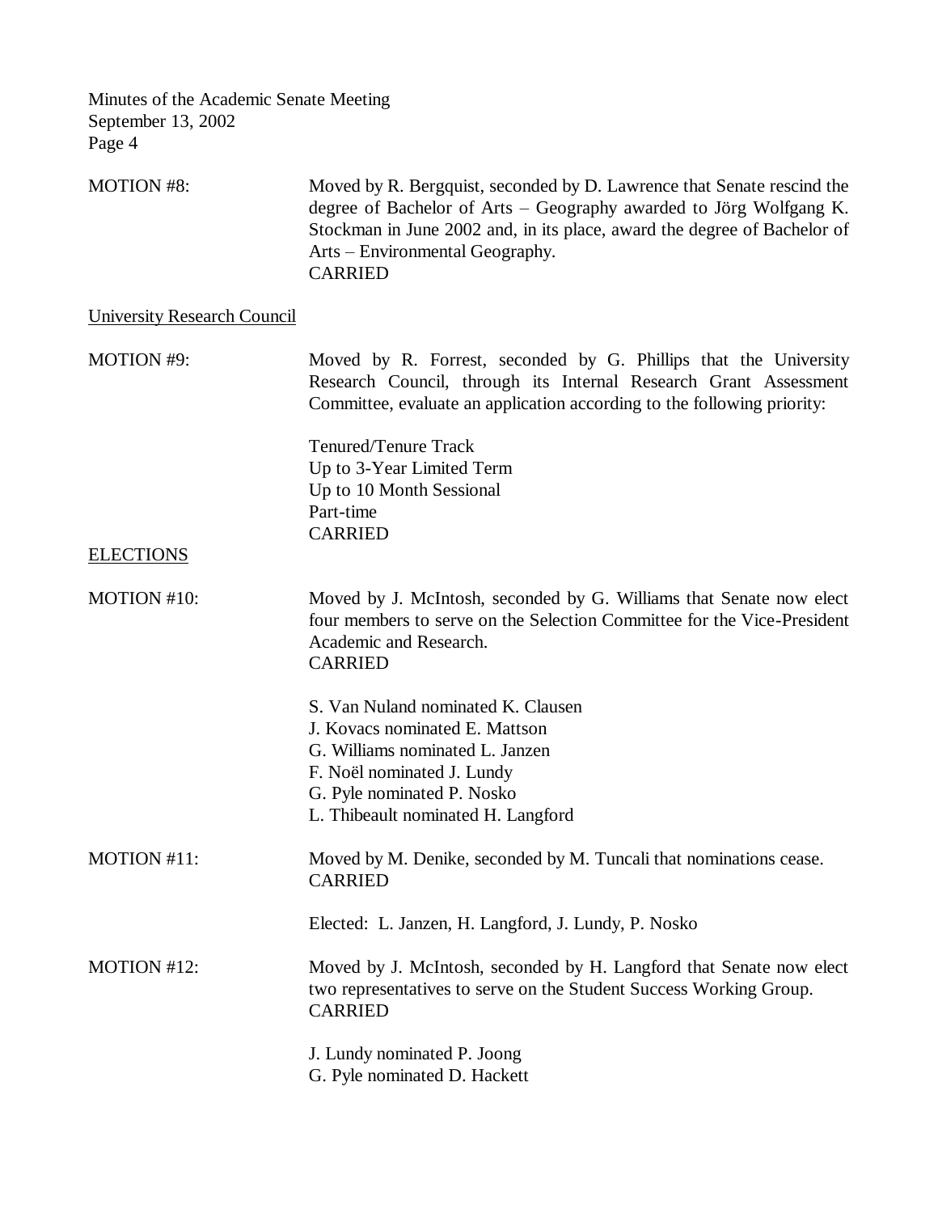MOTION #8: Moved by R. Bergquist, seconded by D. Lawrence that Senate rescind the degree of Bachelor of Arts – Geography awarded to Jörg Wolfgang K. Stockman in June 2002 and, in its place, award the degree of Bachelor of Arts – Environmental Geography.
CARRIED

University Research Council

MOTION #9: Moved by R. Forrest, seconded by G. Phillips that the University Research Council, through its Internal Research Grant Assessment Committee, evaluate an application according to the following priority:

Tenured/Tenure Track
Up to 3-Year Limited Term
Up to 10 Month Sessional
Part-time
CARRIED

ELECTIONS

MOTION #10: Moved by J. McIntosh, seconded by G. Williams that Senate now elect four members to serve on the Selection Committee for the Vice-President Academic and Research.
CARRIED

S. Van Nuland nominated K. Clausen
J. Kovacs nominated E. Mattson
G. Williams nominated L. Janzen
F. Noël nominated J. Lundy
G. Pyle nominated P. Nosko
L. Thibeault nominated H. Langford

MOTION #11: Moved by M. Denike, seconded by M. Tuncali that nominations cease.
CARRIED

Elected: L. Janzen, H. Langford, J. Lundy, P. Nosko

MOTION #12: Moved by J. McIntosh, seconded by H. Langford that Senate now elect two representatives to serve on the Student Success Working Group.
CARRIED

J. Lundy nominated P. Joong
G. Pyle nominated D. Hackett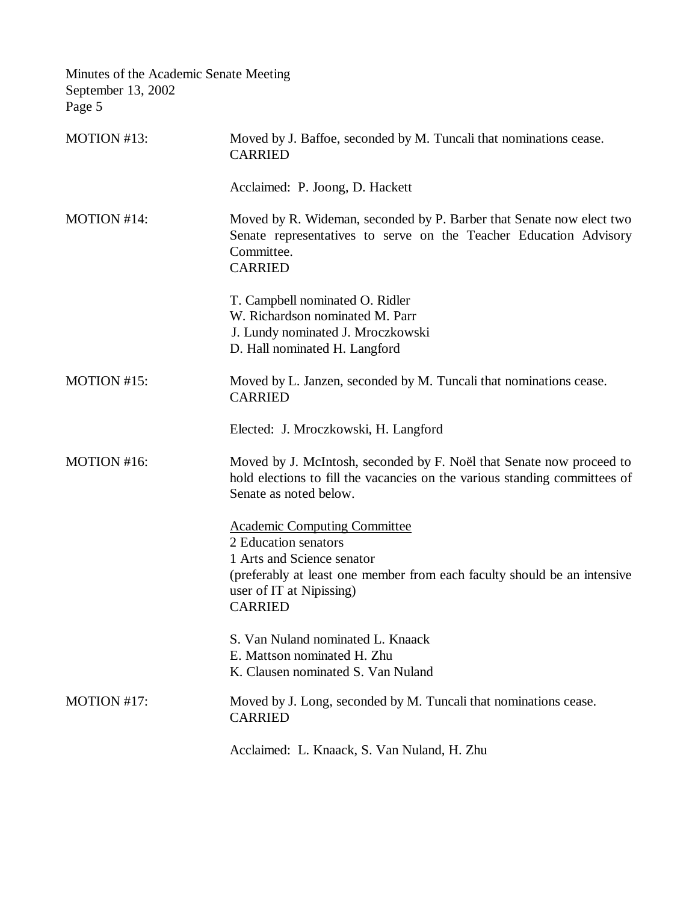MOTION #13: Moved by J. Baffoe, seconded by M. Tuncali that nominations cease.
CARRIED

Acclaimed: P. Joong, D. Hackett

MOTION #14: Moved by R. Wideman, seconded by P. Barber that Senate now elect two Senate representatives to serve on the Teacher Education Advisory Committee.
CARRIED

T. Campbell nominated O. Ridler
W. Richardson nominated M. Parr
J. Lundy nominated J. Mroczkowski
D. Hall nominated H. Langford

MOTION #15: Moved by L. Janzen, seconded by M. Tuncali that nominations cease.
CARRIED

Elected: J. Mroczkowski, H. Langford

MOTION #16: Moved by J. McIntosh, seconded by F. Noël that Senate now proceed to hold elections to fill the vacancies on the various standing committees of Senate as noted below.

<u>Academic Computing Committee</u>
2 Education senators
1 Arts and Science senator
(preferably at least one member from each faculty should be an intensive user of IT at Nipissing)
CARRIED

S. Van Nuland nominated L. Knaack
E. Mattson nominated H. Zhu
K. Clausen nominated S. Van Nuland

MOTION #17: Moved by J. Long, seconded by M. Tuncali that nominations cease.
CARRIED

Acclaimed: L. Knaack, S. Van Nuland, H. Zhu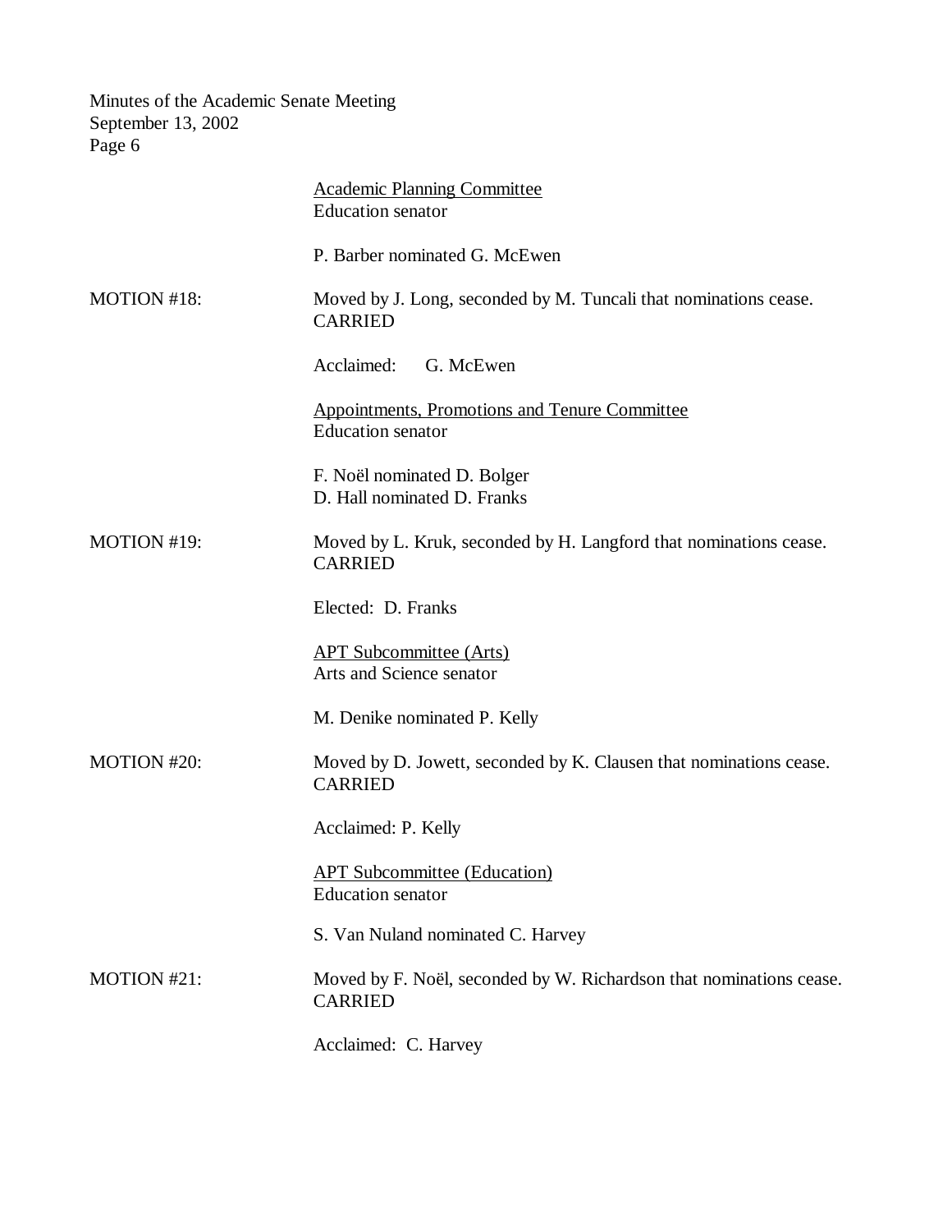Academic Planning Committee
Education senator

P. Barber nominated G. McEwen

MOTION #18: Moved by J. Long, seconded by M. Tuncali that nominations cease. CARRIED

Acclaimed: G. McEwen

Appointments, Promotions and Tenure Committee
Education senator

F. Noël nominated D. Bolger
D. Hall nominated D. Franks

MOTION #19: Moved by L. Kruk, seconded by H. Langford that nominations cease. CARRIED

Elected: D. Franks

APT Subcommittee (Arts)
Arts and Science senator

M. Denike nominated P. Kelly

MOTION #20: Moved by D. Jowett, seconded by K. Clausen that nominations cease. CARRIED

Acclaimed: P. Kelly

APT Subcommittee (Education)
Education senator

S. Van Nuland nominated C. Harvey

MOTION #21: Moved by F. Noël, seconded by W. Richardson that nominations cease. CARRIED

Acclaimed: C. Harvey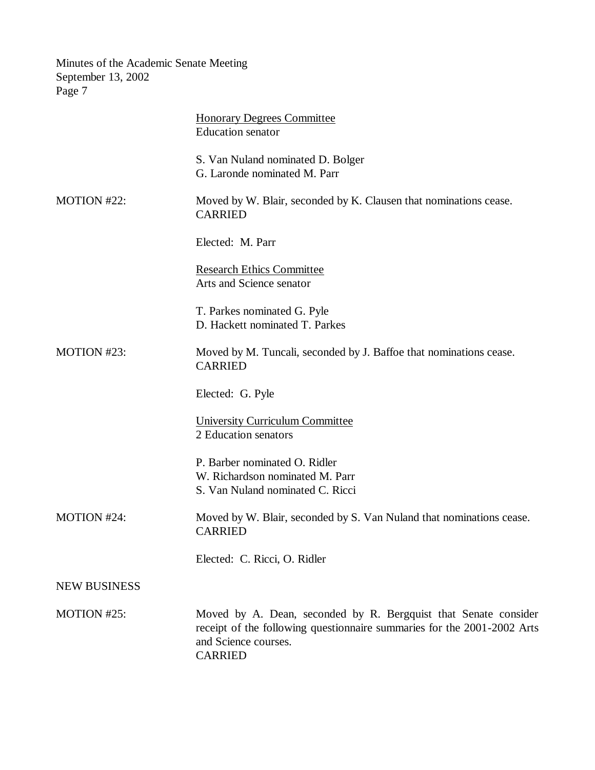<u>Honorary Degrees Committee</u>
Education senator

S. Van Nuland nominated D. Bolger
G. Laronde nominated M. Parr

MOTION #22: Moved by W. Blair, seconded by K. Clausen that nominations cease.
CARRIED

Elected: M. Parr

<u>Research Ethics Committee</u>
Arts and Science senator

T. Parkes nominated G. Pyle
D. Hackett nominated T. Parkes

MOTION #23: Moved by M. Tuncali, seconded by J. Baffoe that nominations cease.
CARRIED

Elected: G. Pyle

<u>University Curriculum Committee</u>
2 Education senators

P. Barber nominated O. Ridler
W. Richardson nominated M. Parr
S. Van Nuland nominated C. Ricci

MOTION #24: Moved by W. Blair, seconded by S. Van Nuland that nominations cease.
CARRIED

Elected: C. Ricci, O. Ridler

NEW BUSINESS

MOTION #25: Moved by A. Dean, seconded by R. Bergquist that Senate consider receipt of the following questionnaire summaries for the 2001-2002 Arts and Science courses.
CARRIED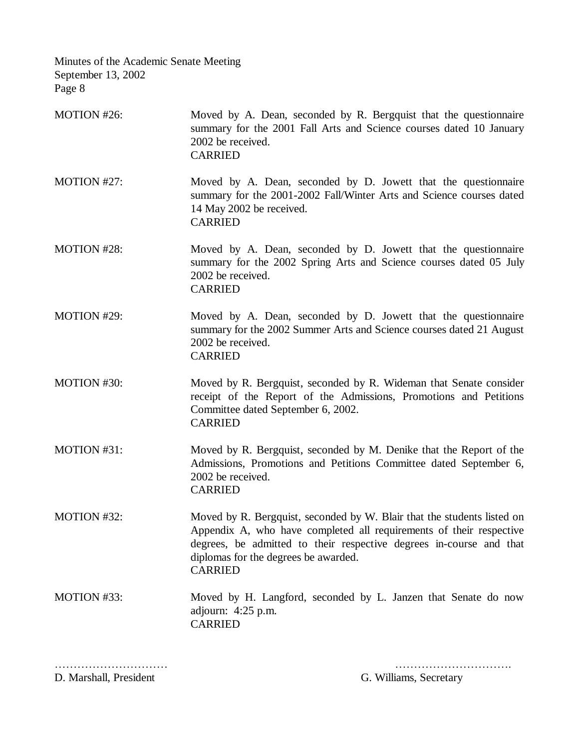MOTION #26: Moved by A. Dean, seconded by R. Bergquist that the questionnaire summary for the 2001 Fall Arts and Science courses dated 10 January 2002 be received.
CARRIED

MOTION #27: Moved by A. Dean, seconded by D. Jowett that the questionnaire summary for the 2001-2002 Fall/Winter Arts and Science courses dated 14 May 2002 be received.
CARRIED

MOTION #28: Moved by A. Dean, seconded by D. Jowett that the questionnaire summary for the 2002 Spring Arts and Science courses dated 05 July 2002 be received.
CARRIED

MOTION #29: Moved by A. Dean, seconded by D. Jowett that the questionnaire summary for the 2002 Summer Arts and Science courses dated 21 August 2002 be received.
CARRIED

MOTION #30: Moved by R. Bergquist, seconded by R. Wideman that Senate consider receipt of the Report of the Admissions, Promotions and Petitions Committee dated September 6, 2002.
CARRIED

MOTION #31: Moved by R. Bergquist, seconded by M. Denike that the Report of the Admissions, Promotions and Petitions Committee dated September 6, 2002 be received.
CARRIED

MOTION #32: Moved by R. Bergquist, seconded by W. Blair that the students listed on Appendix A, who have completed all requirements of their respective degrees, be admitted to their respective degrees in-course and that diplomas for the degrees be awarded.
CARRIED

MOTION #33: Moved by H. Langford, seconded by L. Janzen that Senate do now adjourn: 4:25 p.m.
CARRIED

…………………………
D. Marshall, President

…………………………
G. Williams, Secretary